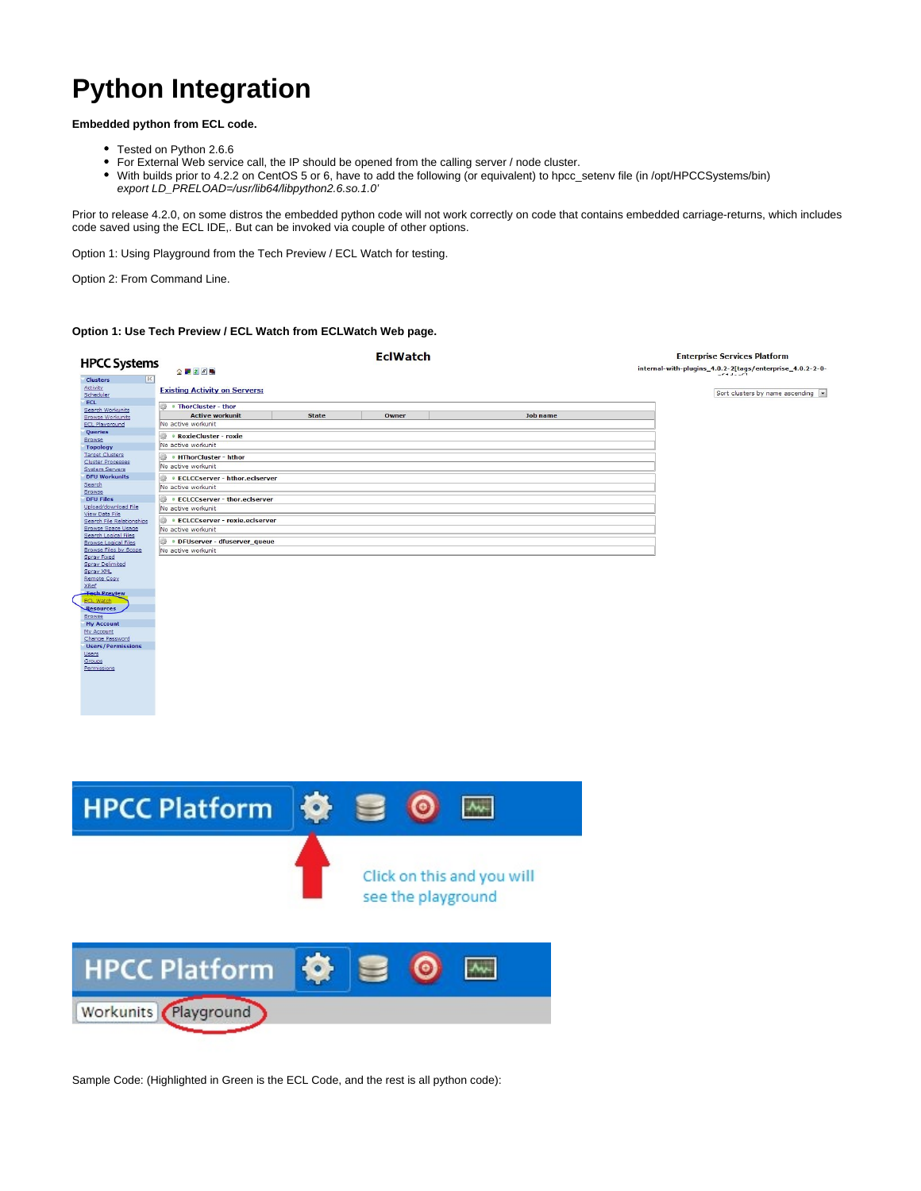# Python Integration

**Embedded python from ECL code.**

- Tested on Python 2.6.6
- For External Web service call, the IP should be opened from the calling server / node cluster.
- With builds prior to 4.2.2 on CentOS 5 or 6, have to add the following (or equivalent) to hpcc_setenv file (in /opt/HPCCSystems/bin) *export LD_PRELOAD=/usr/lib64/libpython2.6.so.1.0'*

Prior to release 4.2.0, on some distros the embedded python code will not work correctly on code that contains embedded carriage-returns, which includes code saved using the ECL IDE,. But can be invoked via couple of other options.

Option 1: Using Playground from the Tech Preview / ECL Watch for testing.

Option 2: From Command Line.

**Option 1: Use Tech Preview / ECL Watch from ECLWatch Web page.**

Sample Code: (Highlighted in Green is the ECL Code, and the rest is all python code):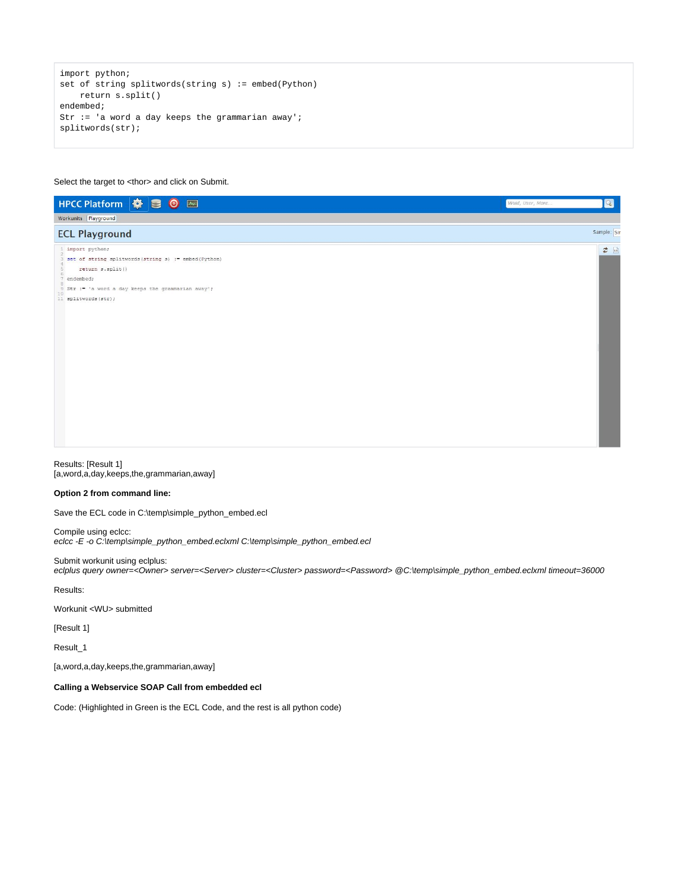```
import python;
set of string splitwords(string s) := embed(Python)
    return s.split()
endembed;
Str := 'a word a day keeps the grammarian away';
splitwords(str);
```

Select the target to <thor> and click on Submit.

HPCC Platform

Workunits | Playground

ECL Playground

Sample:

```
1  import python;
2
3  set of string splitwords(string s) := embed(Python)
4
5      return s.split()
6
7  endembed;
8
9  Str := 'a word a day keeps the grammarian away';
10
11 splitwords(str);
```

Results: [Result 1]
[a,word,a,day,keeps,the,grammarian,away]

**Option 2 from command line:**

Save the ECL code in C:\temp\simple_python_embed.ecl

Compile using eclcc:
*eclcc -E -o C:\temp\simple_python_embed.eclxml C:\temp\simple_python_embed.ecl*

Submit workunit using eclplus:
*eclplus query owner=<Owner> server=<Server> cluster=<Cluster> password=<Password> @C:\temp\simple_python_embed.eclxml timeout=36000*

Results:

Workunit <WU> submitted

[Result 1]

Result_1

[a,word,a,day,keeps,the,grammarian,away]

**Calling a Webservice SOAP Call from embedded ecl**

Code: (Highlighted in Green is the ECL Code, and the rest is all python code)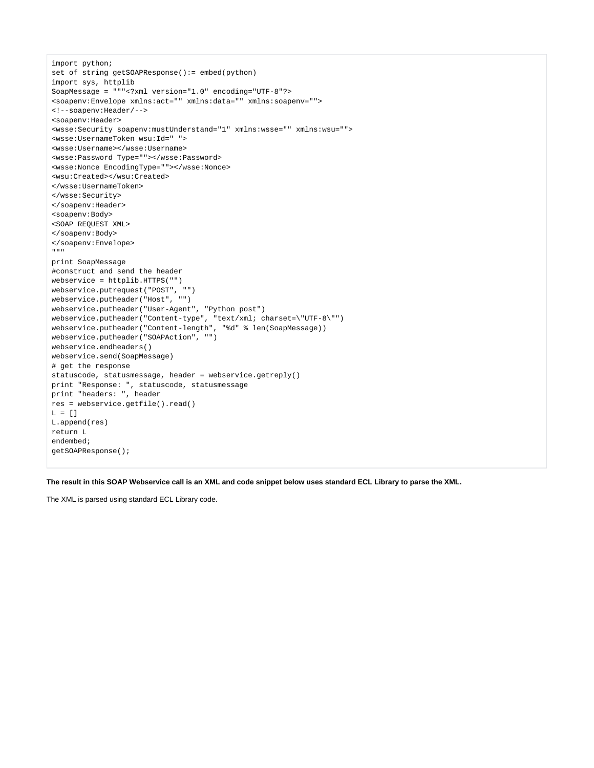```
import python;
set of string getSOAPResponse():= embed(python)
import sys, httplib
SoapMessage = """<?xml version="1.0" encoding="UTF-8"?>
<soapenv:Envelope xmlns:act="" xmlns:data="" xmlns:soapenv="">
<!--soapenv:Header/-->
<soapenv:Header>
<wsse:Security soapenv:mustUnderstand="1" xmlns:wsse="" xmlns:wsu="">
<wsse:UsernameToken wsu:Id=" ">
<wsse:Username></wsse:Username>
<wsse:Password Type=""></wsse:Password>
<wsse:Nonce EncodingType=""></wsse:Nonce>
<wsu:Created></wsu:Created>
</wsse:UsernameToken>
</wsse:Security>
</soapenv:Header>
<soapenv:Body>
<SOAP REQUEST XML>
</soapenv:Body>
</soapenv:Envelope>
"""
print SoapMessage
#construct and send the header
webservice = httplib.HTTPS("")
webservice.putrequest("POST", "")
webservice.putheader("Host", "")
webservice.putheader("User-Agent", "Python post")
webservice.putheader("Content-type", "text/xml; charset=\"UTF-8\"")
webservice.putheader("Content-length", "%d" % len(SoapMessage))
webservice.putheader("SOAPAction", "")
webservice.endheaders()
webservice.send(SoapMessage)
# get the response
statuscode, statusmessage, header = webservice.getreply()
print "Response: ", statuscode, statusmessage
print "headers: ", header
res = webservice.getfile().read()
L = []
L.append(res)
return L
endembed;
getSOAPResponse();
```

**The result in this SOAP Webservice call is an XML and code snippet below uses standard ECL Library to parse the XML.**

The XML is parsed using standard ECL Library code.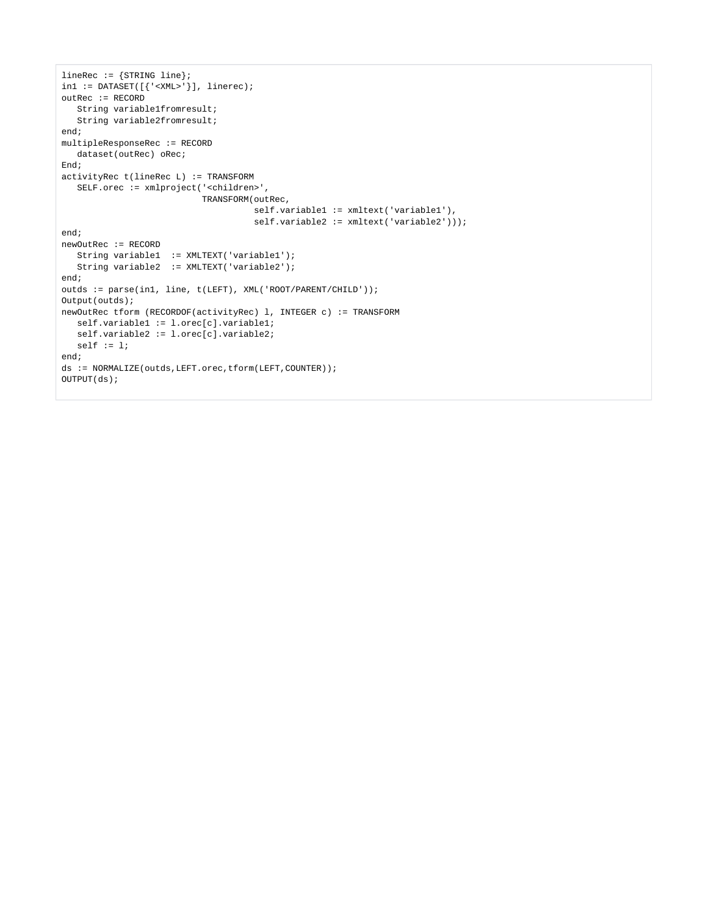```
lineRec := {STRING line};
in1 := DATASET([{'<XML>'}], linerec);
outRec := RECORD
   String variable1fromresult;
   String variable2fromresult;
end;
multipleResponseRec := RECORD
   dataset(outRec) oRec;
End;
activityRec t(lineRec L) := TRANSFORM
   SELF.orec := xmlproject('<children>',
                            TRANSFORM(outRec,
                                      self.variable1 := xmltext('variable1'),
                                      self.variable2 := xmltext('variable2')));
end;
newOutRec := RECORD
   String variable1  := XMLTEXT('variable1');
   String variable2  := XMLTEXT('variable2');
end;
outds := parse(in1, line, t(LEFT), XML('ROOT/PARENT/CHILD'));
Output(outds);
newOutRec tform (RECORDOF(activityRec) l, INTEGER c) := TRANSFORM
   self.variable1 := l.orec[c].variable1;
   self.variable2 := l.orec[c].variable2;
   self := l;
end;
ds := NORMALIZE(outds,LEFT.orec,tform(LEFT,COUNTER));
OUTPUT(ds);
```